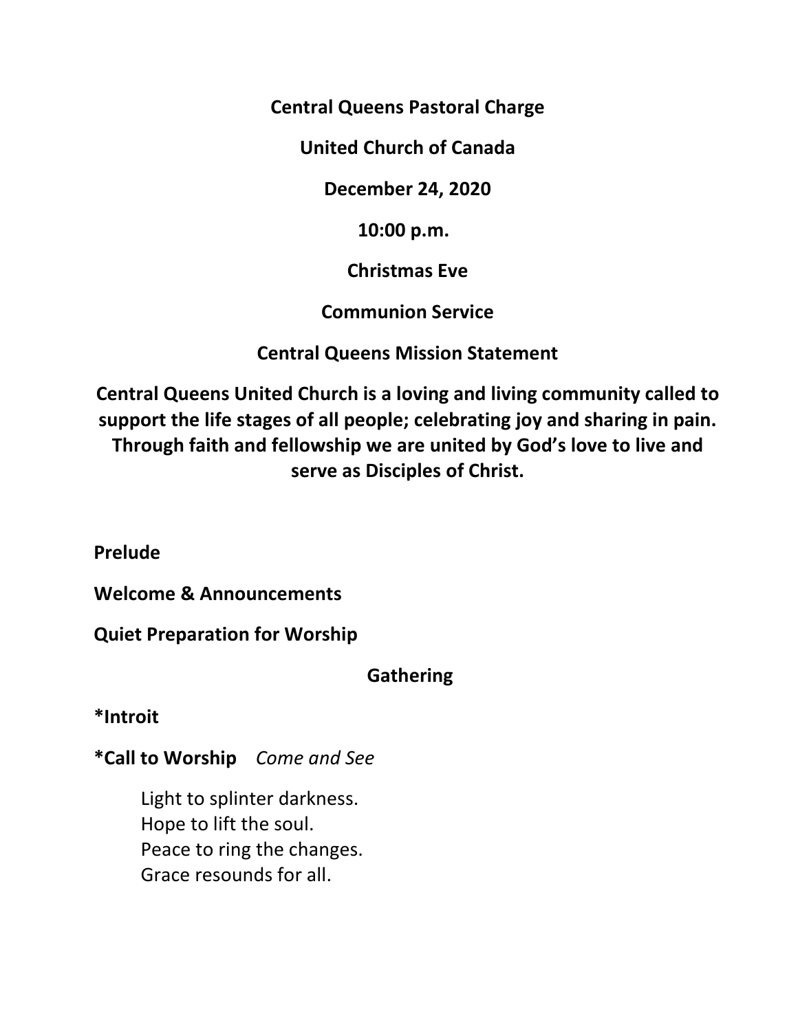**Central Queens Pastoral Charge**

**United Church of Canada**

**December 24, 2020**

**10:00 p.m.**

**Christmas Eve**

**Communion Service**

**Central Queens Mission Statement**

**Central Queens United Church is a loving and living community called to support the life stages of all people; celebrating joy and sharing in pain. Through faith and fellowship we are united by God's love to live and serve as Disciples of Christ.**

**Prelude**

**Welcome & Announcements**

**Quiet Preparation for Worship**

## Gathering

***Introit**

***Call to Worship** *Come and See*

Light to splinter darkness.
Hope to lift the soul.
Peace to ring the changes.
Grace resounds for all.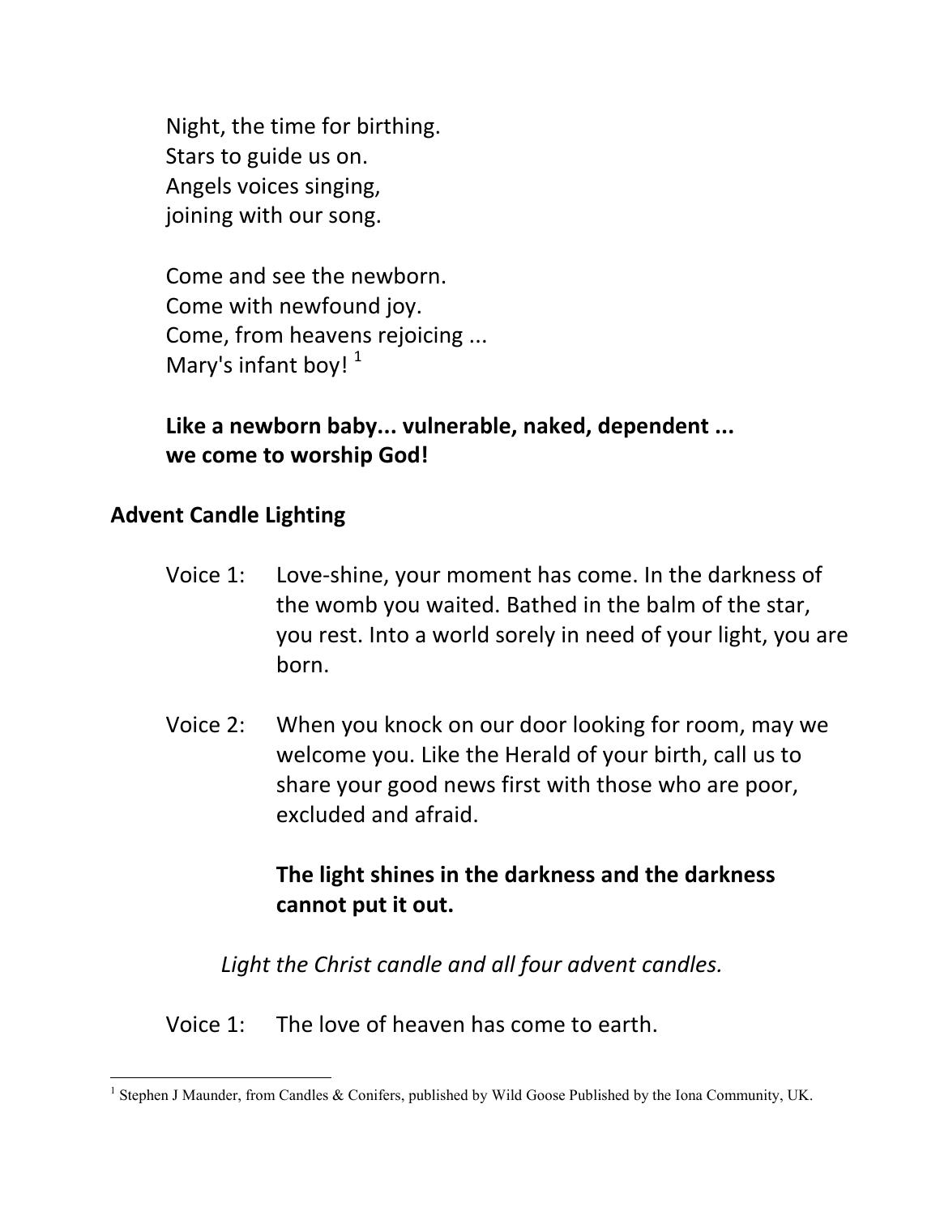Night, the time for birthing.
Stars to guide us on.
Angels voices singing,
joining with our song.

Come and see the newborn.
Come with newfound joy.
Come, from heavens rejoicing ...
Mary's infant boy! [1]

**Like a newborn baby... vulnerable, naked, dependent ...
we come to worship God!**

## Advent Candle Lighting

Voice 1: Love-shine, your moment has come. In the darkness of the womb you waited. Bathed in the balm of the star, you rest. Into a world sorely in need of your light, you are born.

Voice 2: When you knock on our door looking for room, may we welcome you. Like the Herald of your birth, call us to share your good news first with those who are poor, excluded and afraid.

**The light shines in the darkness and the darkness cannot put it out.**

*Light the Christ candle and all four advent candles.*

Voice 1: The love of heaven has come to earth.

---

[1] Stephen J Maunder, from Candles & Conifers, published by Wild Goose Published by the Iona Community, UK.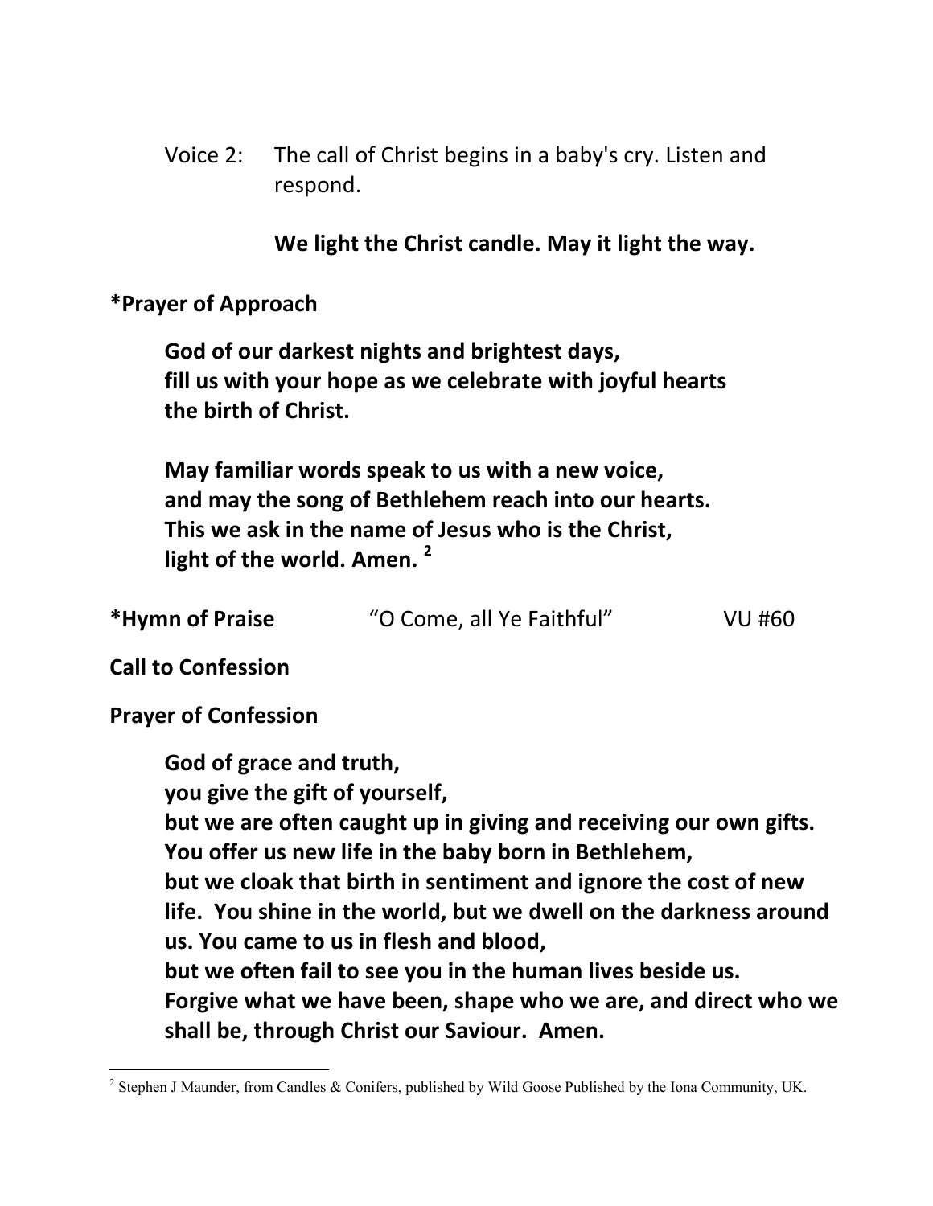Voice 2: The call of Christ begins in a baby's cry. Listen and respond.

**We light the Christ candle. May it light the way.**

**\*Prayer of Approach**

**God of our darkest nights and brightest days,**
**fill us with your hope as we celebrate with joyful hearts**
**the birth of Christ.**

**May familiar words speak to us with a new voice,**
**and may the song of Bethlehem reach into our hearts.**
**This we ask in the name of Jesus who is the Christ,**
**light of the world. Amen.** [2]

**\*Hymn of Praise** "O Come, all Ye Faithful" VU #60

**Call to Confession**

**Prayer of Confession**

**God of grace and truth,**
**you give the gift of yourself,**
**but we are often caught up in giving and receiving our own gifts.**
**You offer us new life in the baby born in Bethlehem,**
**but we cloak that birth in sentiment and ignore the cost of new life. You shine in the world, but we dwell on the darkness around us. You came to us in flesh and blood,**
**but we often fail to see you in the human lives beside us.**
**Forgive what we have been, shape who we are, and direct who we shall be, through Christ our Saviour. Amen.**

---

[2] Stephen J Maunder, from Candles & Conifers, published by Wild Goose Published by the Iona Community, UK.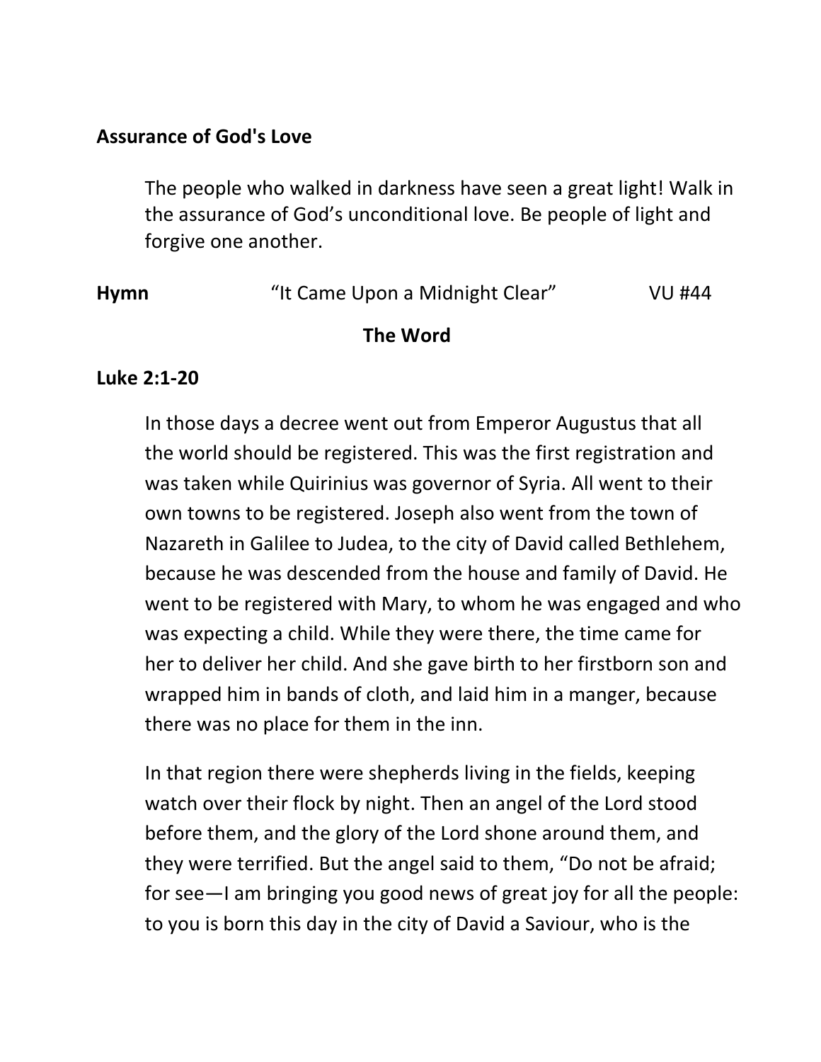**Assurance of God's Love**

The people who walked in darkness have seen a great light! Walk in the assurance of God's unconditional love. Be people of light and forgive one another.

**Hymn** "It Came Upon a Midnight Clear" VU #44

**The Word**

**Luke 2:1-20**

In those days a decree went out from Emperor Augustus that all the world should be registered. This was the first registration and was taken while Quirinius was governor of Syria. All went to their own towns to be registered. Joseph also went from the town of Nazareth in Galilee to Judea, to the city of David called Bethlehem, because he was descended from the house and family of David. He went to be registered with Mary, to whom he was engaged and who was expecting a child. While they were there, the time came for her to deliver her child. And she gave birth to her firstborn son and wrapped him in bands of cloth, and laid him in a manger, because there was no place for them in the inn.

In that region there were shepherds living in the fields, keeping watch over their flock by night. Then an angel of the Lord stood before them, and the glory of the Lord shone around them, and they were terrified. But the angel said to them, "Do not be afraid; for see—I am bringing you good news of great joy for all the people: to you is born this day in the city of David a Saviour, who is the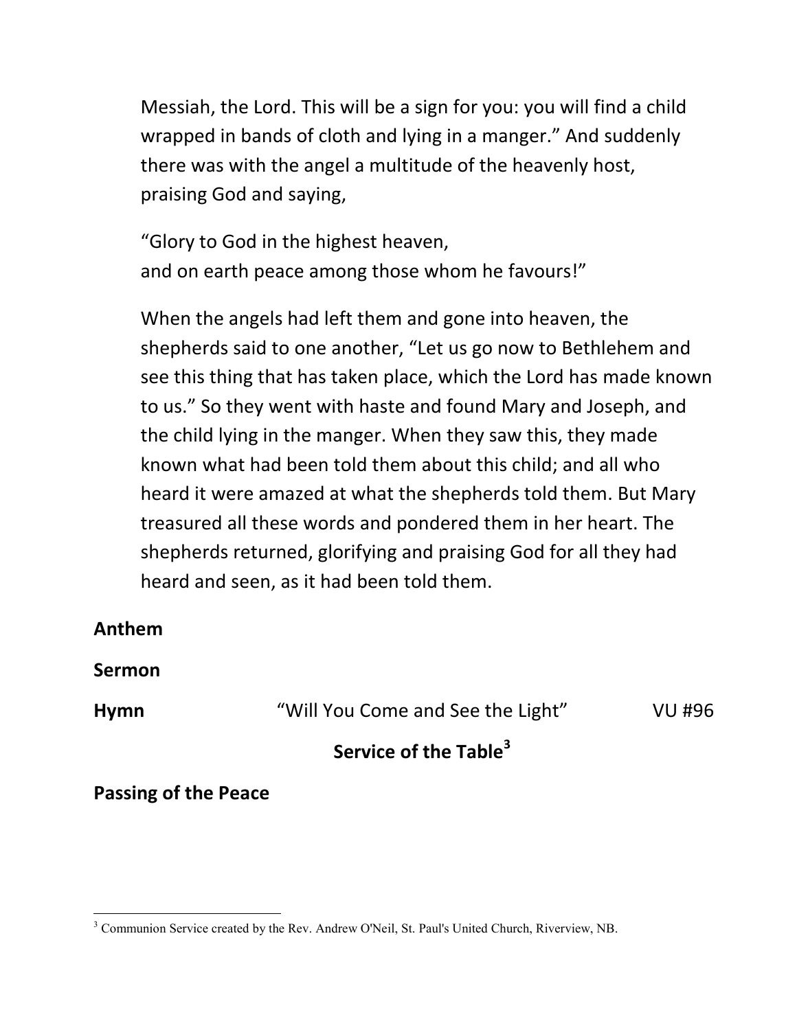Messiah, the Lord. This will be a sign for you: you will find a child wrapped in bands of cloth and lying in a manger." And suddenly there was with the angel a multitude of the heavenly host, praising God and saying,

"Glory to God in the highest heaven,
and on earth peace among those whom he favours!"

When the angels had left them and gone into heaven, the shepherds said to one another, "Let us go now to Bethlehem and see this thing that has taken place, which the Lord has made known to us." So they went with haste and found Mary and Joseph, and the child lying in the manger. When they saw this, they made known what had been told them about this child; and all who heard it were amazed at what the shepherds told them. But Mary treasured all these words and pondered them in her heart. The shepherds returned, glorifying and praising God for all they had heard and seen, as it had been told them.

**Anthem**

**Sermon**

**Hymn** "Will You Come and See the Light" VU #96

## Service of the Table[3]

**Passing of the Peace**

[3] Communion Service created by the Rev. Andrew O'Neil, St. Paul's United Church, Riverview, NB.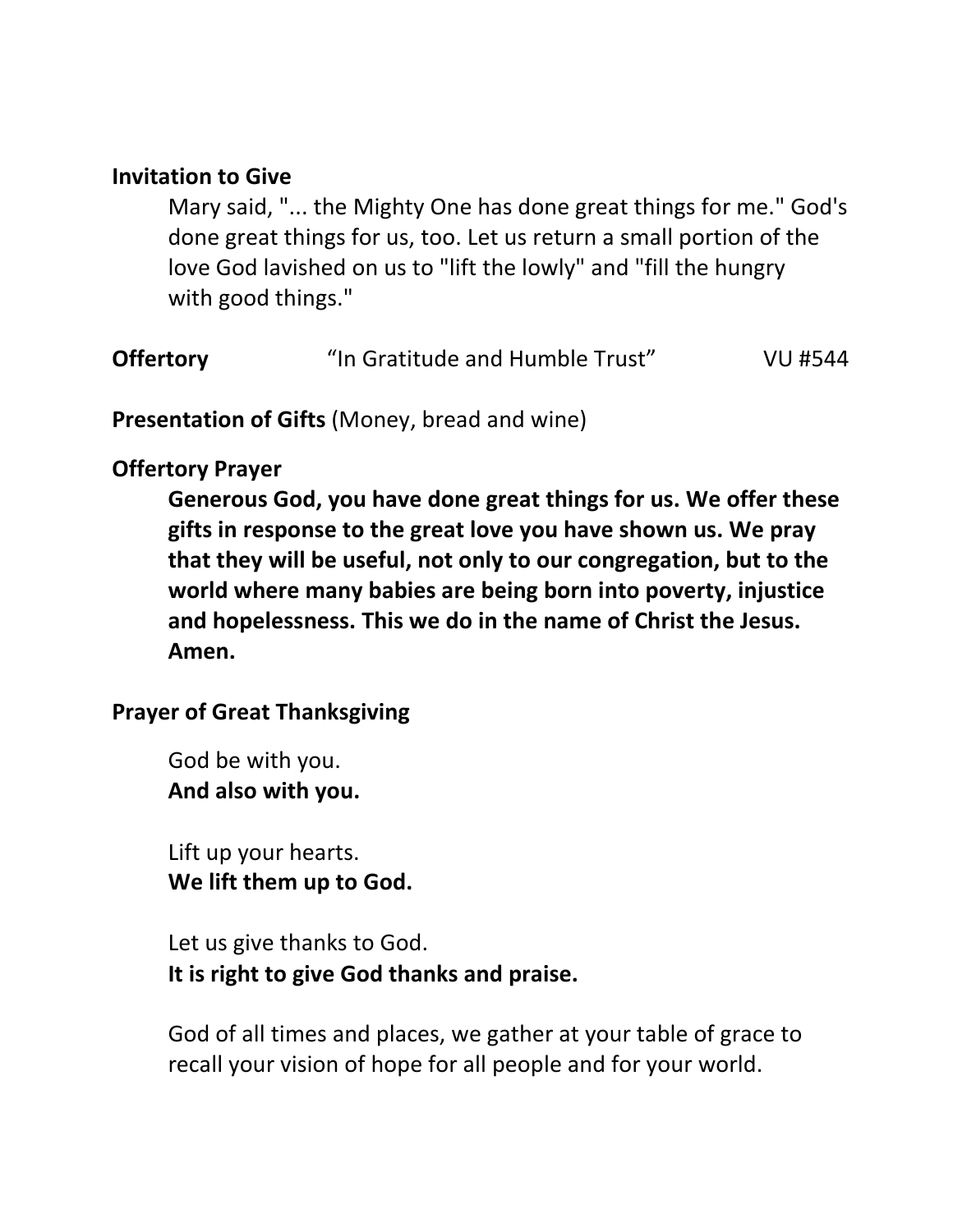**Invitation to Give**

Mary said, "... the Mighty One has done great things for me." God's done great things for us, too. Let us return a small portion of the love God lavished on us to "lift the lowly" and "fill the hungry with good things."

**Offertory** "In Gratitude and Humble Trust" VU #544

**Presentation of Gifts** (Money, bread and wine)

**Offertory Prayer**

**Generous God, you have done great things for us. We offer these gifts in response to the great love you have shown us. We pray that they will be useful, not only to our congregation, but to the world where many babies are being born into poverty, injustice and hopelessness. This we do in the name of Christ the Jesus. Amen.**

**Prayer of Great Thanksgiving**

God be with you.
**And also with you.**

Lift up your hearts.
**We lift them up to God.**

Let us give thanks to God.
**It is right to give God thanks and praise.**

God of all times and places, we gather at your table of grace to recall your vision of hope for all people and for your world.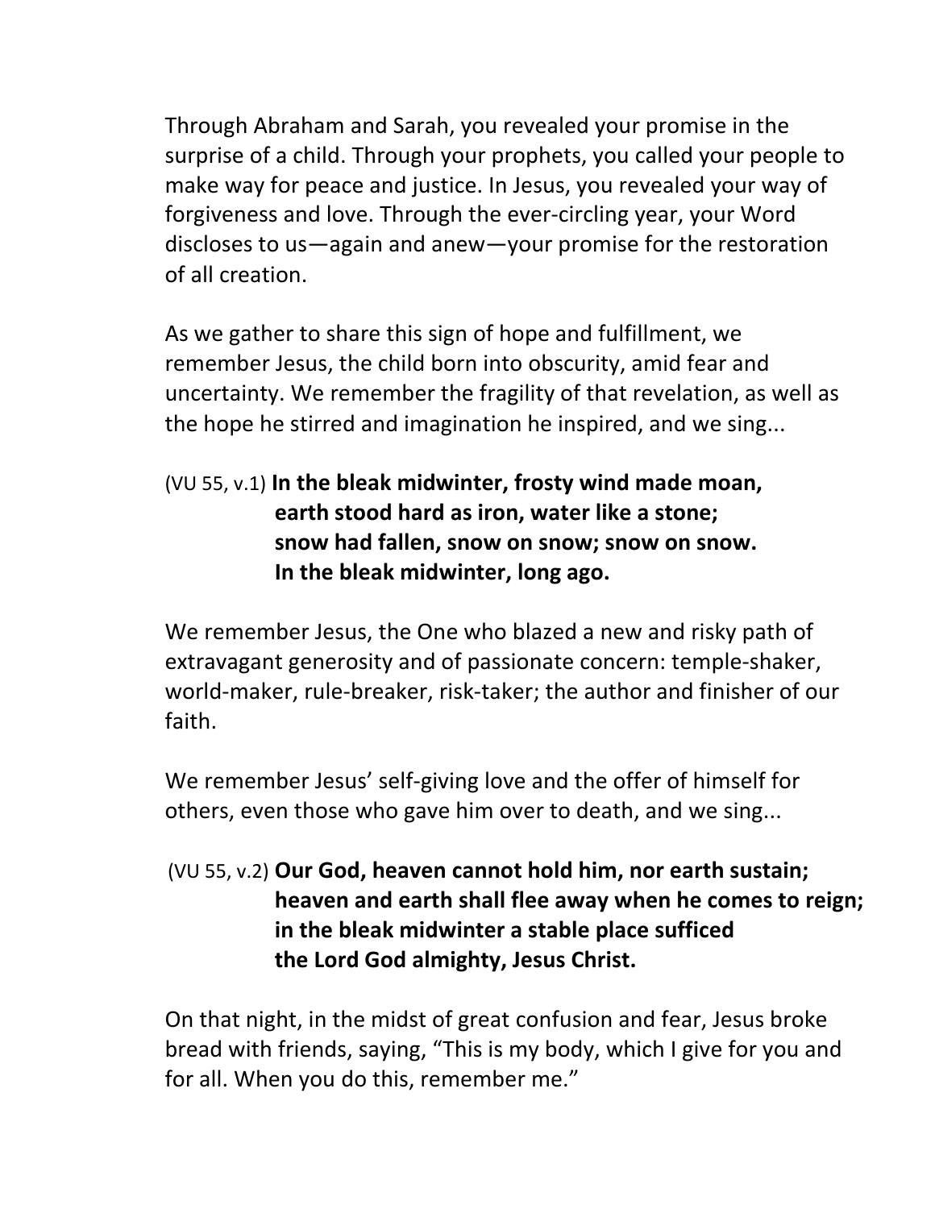Through Abraham and Sarah, you revealed your promise in the surprise of a child. Through your prophets, you called your people to make way for peace and justice. In Jesus, you revealed your way of forgiveness and love. Through the ever-circling year, your Word discloses to us—again and anew—your promise for the restoration of all creation.

As we gather to share this sign of hope and fulfillment, we remember Jesus, the child born into obscurity, amid fear and uncertainty. We remember the fragility of that revelation, as well as the hope he stirred and imagination he inspired, and we sing...

(VU 55, v.1) **In the bleak midwinter, frosty wind made moan,**
**earth stood hard as iron, water like a stone;**
**snow had fallen, snow on snow; snow on snow.**
**In the bleak midwinter, long ago.**

We remember Jesus, the One who blazed a new and risky path of extravagant generosity and of passionate concern: temple-shaker, world-maker, rule-breaker, risk-taker; the author and finisher of our faith.

We remember Jesus' self-giving love and the offer of himself for others, even those who gave him over to death, and we sing...

(VU 55, v.2) **Our God, heaven cannot hold him, nor earth sustain;**
**heaven and earth shall flee away when he comes to reign;**
**in the bleak midwinter a stable place sufficed**
**the Lord God almighty, Jesus Christ.**

On that night, in the midst of great confusion and fear, Jesus broke bread with friends, saying, "This is my body, which I give for you and for all. When you do this, remember me."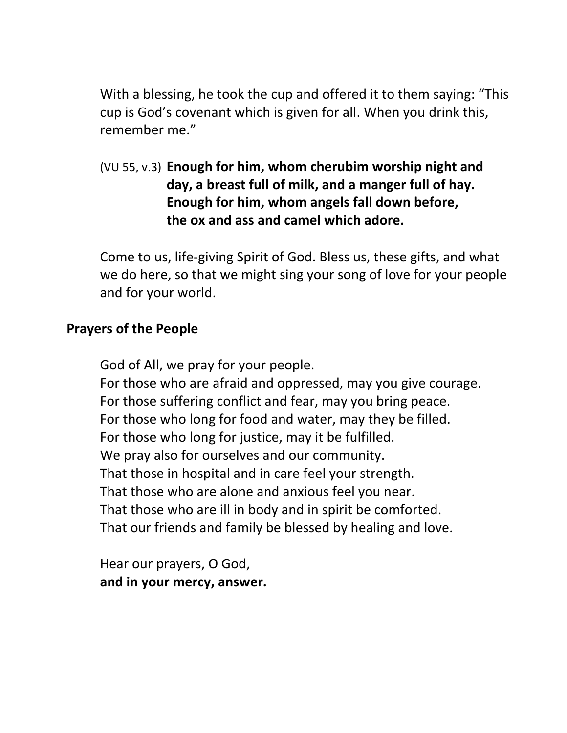With a blessing, he took the cup and offered it to them saying: “This cup is God’s covenant which is given for all. When you drink this, remember me.”

(VU 55, v.3) **Enough for him, whom cherubim worship night and day, a breast full of milk, and a manger full of hay. Enough for him, whom angels fall down before, the ox and ass and camel which adore.**

Come to us, life-giving Spirit of God. Bless us, these gifts, and what we do here, so that we might sing your song of love for your people and for your world.

**Prayers of the People**

God of All, we pray for your people.
For those who are afraid and oppressed, may you give courage.
For those suffering conflict and fear, may you bring peace.
For those who long for food and water, may they be filled.
For those who long for justice, may it be fulfilled.
We pray also for ourselves and our community.
That those in hospital and in care feel your strength.
That those who are alone and anxious feel you near.
That those who are ill in body and in spirit be comforted.
That our friends and family be blessed by healing and love.

Hear our prayers, O God,
**and in your mercy, answer.**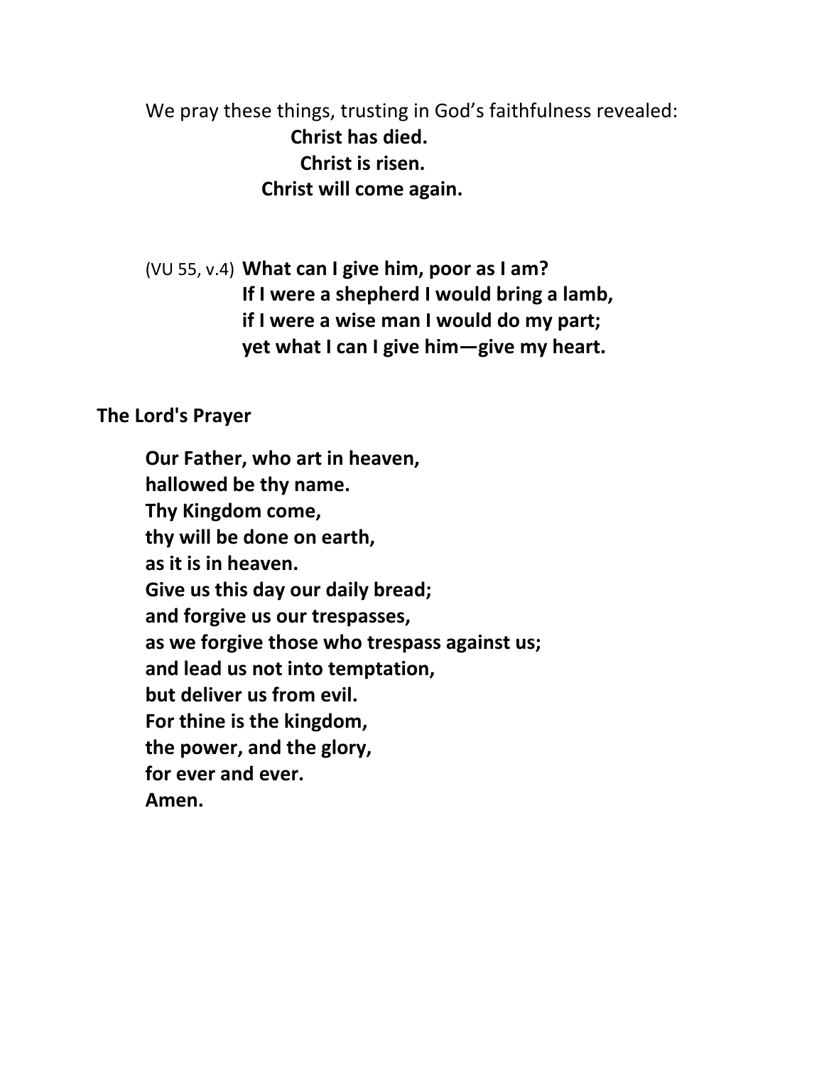We pray these things, trusting in God's faithfulness revealed:

**Christ has died.**
**Christ is risen.**
**Christ will come again.**

(VU 55, v.4) **What can I give him, poor as I am?**
**If I were a shepherd I would bring a lamb,**
**if I were a wise man I would do my part;**
**yet what I can I give him—give my heart.**

**The Lord's Prayer**

**Our Father, who art in heaven,**
**hallowed be thy name.**
**Thy Kingdom come,**
**thy will be done on earth,**
**as it is in heaven.**
**Give us this day our daily bread;**
**and forgive us our trespasses,**
**as we forgive those who trespass against us;**
**and lead us not into temptation,**
**but deliver us from evil.**
**For thine is the kingdom,**
**the power, and the glory,**
**for ever and ever.**
**Amen.**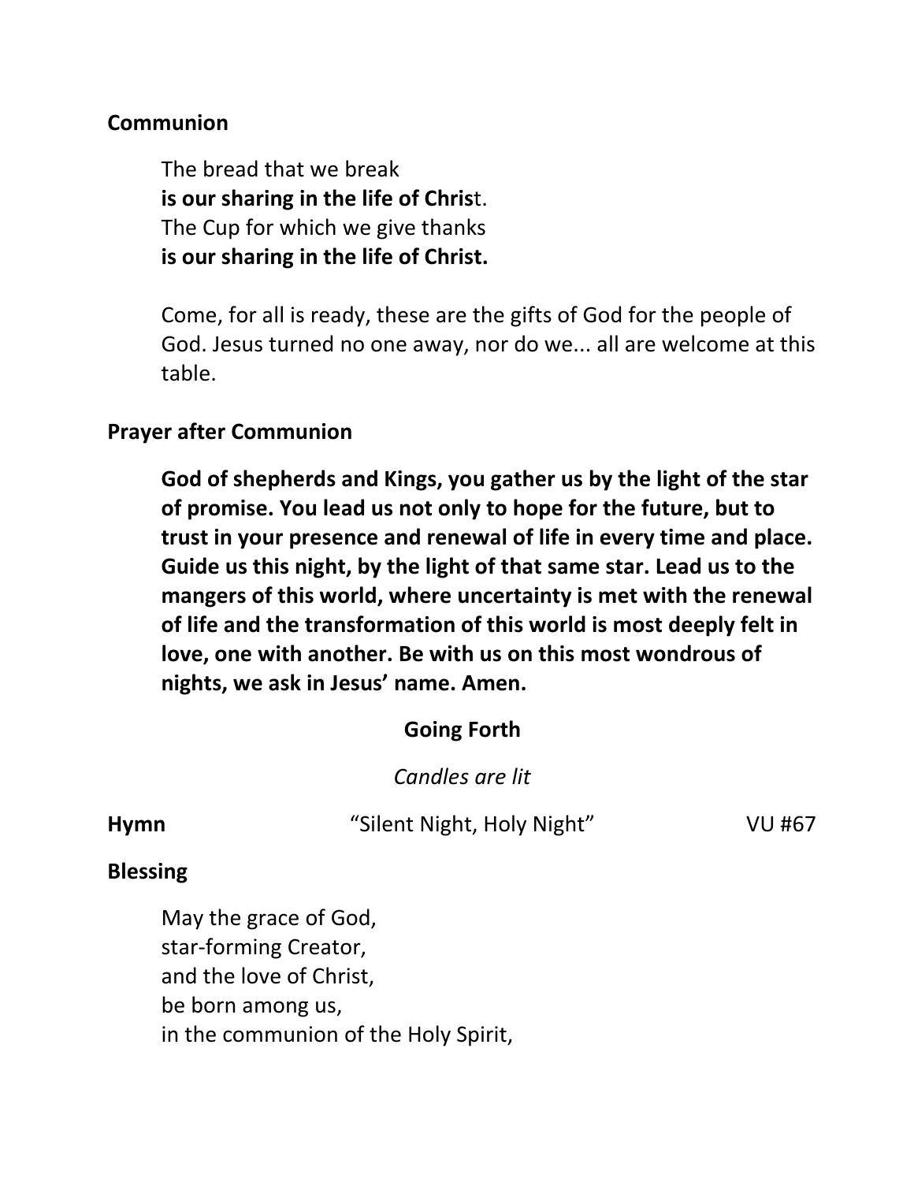**Communion**

The bread that we break
**is our sharing in the life of Christ.**
The Cup for which we give thanks
**is our sharing in the life of Christ.**

Come, for all is ready, these are the gifts of God for the people of God. Jesus turned no one away, nor do we... all are welcome at this table.

**Prayer after Communion**

**God of shepherds and Kings, you gather us by the light of the star of promise. You lead us not only to hope for the future, but to trust in your presence and renewal of life in every time and place. Guide us this night, by the light of that same star. Lead us to the mangers of this world, where uncertainty is met with the renewal of life and the transformation of this world is most deeply felt in love, one with another. Be with us on this most wondrous of nights, we ask in Jesus' name. Amen.**

## Going Forth

*Candles are lit*

**Hymn** "Silent Night, Holy Night" VU #67

**Blessing**

May the grace of God,
star-forming Creator,
and the love of Christ,
be born among us,
in the communion of the Holy Spirit,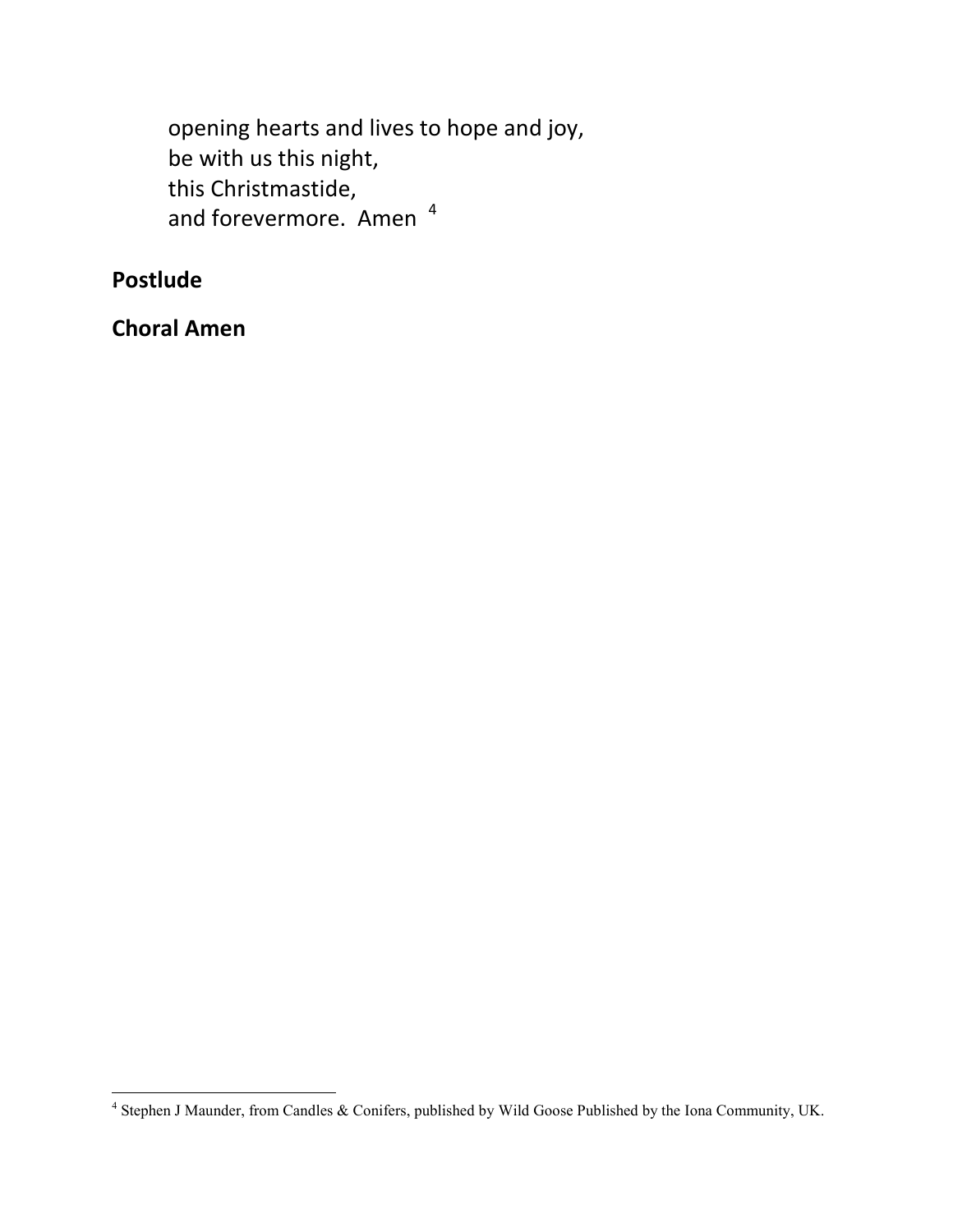opening hearts and lives to hope and joy,
be with us this night,
this Christmastide,
and forevermore.  Amen [4]

**Postlude**

**Choral Amen**

---

[4] Stephen J Maunder, from Candles & Conifers, published by Wild Goose Published by the Iona Community, UK.